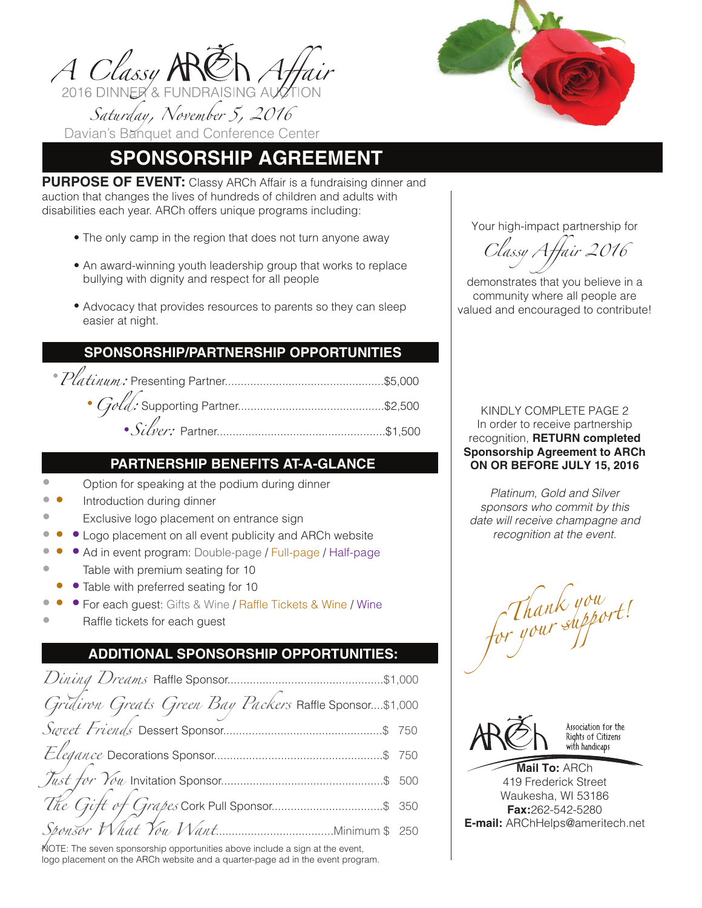# A Classy ARCh Affair

2016 DINNER & FUNDRAISING AUCTION

*Saturday, November 5, 2016*

Davian's Banquet and Conference Center

## SPONSORSHIP AGREEMENT

**PURPOSE OF EVENT:** Classy ARCh Affair is a fundraising dinner and auction that changes the lives of hundreds of children and adults with disabilities each year. ARCh offers unique programs including:

- The only camp in the region that does not turn anyone away
- An award-winning youth leadership group that works to replace bullying with dignity and respect for all people
- Advocacy that provides resources to parents so they can sleep easier at night.

### SPONSORSHIP/PARTNERSHIP OPPORTUNITIES

- *Platinum:* Presenting Partner.................................................$5,000
- *Gold:* Supporting Partner.............................................$2,500
- *Silver:* Partner.....................................................$1,500

### PARTNERSHIP BENEFITS AT-A-GLANCE

| Platinum | Gold | Silver | Benefit |
|---|---|---|---|
| • | | | Option for speaking at the podium during dinner |
| • | • | | Introduction during dinner |
| • | | | Exclusive logo placement on entrance sign |
| • | • | • | Logo placement on all event publicity and ARCh website |
| • | • | • | Ad in event program: Double-page / Full-page / Half-page |
| • | | | Table with premium seating for 10 |
| | • | • | Table with preferred seating for 10 |
| • | • | • | For each guest: Gifts & Wine / Raffle Tickets & Wine / Wine |
| • | | | Raffle tickets for each guest |

### ADDITIONAL SPONSORSHIP OPPORTUNITIES:

- *Dining Dreams* Raffle Sponsor.................................................$1,000
- *Gridiron Greats Green Bay Packers* Raffle Sponsor....$1,000
- *Sweet Friends* Dessert Sponsor.................................................$ 750
- *Elegance* Decorations Sponsor.....................................................$ 750
- *Just for You* Invitation Sponsor...................................................$ 500
- *The Gift of Grapes* Cork Pull Sponsor...................................$ 350
- *Sponsor What You Want*....................................Minimum $ 250

NOTE: The seven sponsorship opportunities above include a sign at the event, logo placement on the ARCh website and a quarter-page ad in the event program.

Your high-impact partnership for

*Classy Affair 2016*

demonstrates that you believe in a community where all people are valued and encouraged to contribute!

KINDLY COMPLETE PAGE 2
In order to receive partnership recognition, **RETURN completed Sponsorship Agreement to ARCh ON OR BEFORE JULY 15, 2016**

*Platinum, Gold and Silver sponsors who commit by this date will receive champagne and recognition at the event.*

*Thank you for your support!*

ARCh – Association for the Rights of Citizens with handicaps

**Mail To:** ARCh
419 Frederick Street
Waukesha, WI 53186
**Fax:**262-542-5280
**E-mail:** ARChHelps@ameritech.net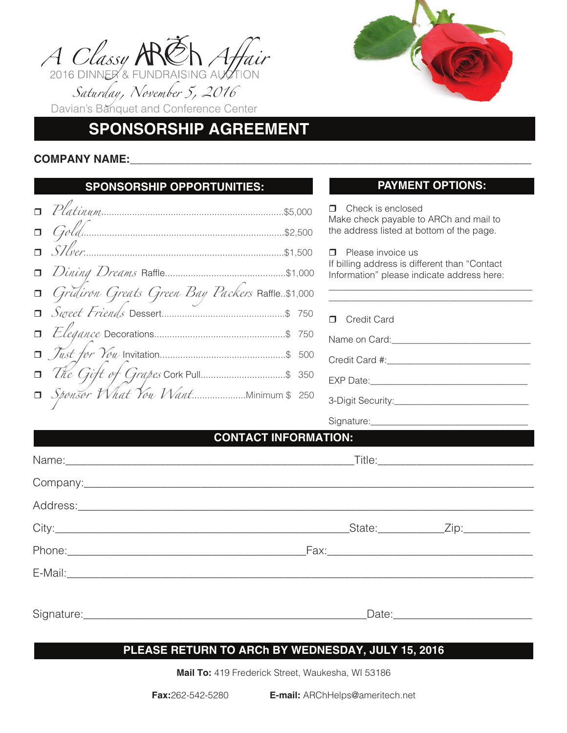# A Classy ARCh Affair

2016 DINNER & FUNDRAISING AUCTION

*Saturday, November 5, 2016*

Davian's Banquet and Conference Center

## SPONSORSHIP AGREEMENT

**COMPANY NAME:**\_\_\_\_\_\_\_\_\_\_\_\_\_\_\_\_\_\_\_\_\_\_\_\_\_\_\_\_\_\_\_\_\_\_\_\_\_\_\_\_

### SPONSORSHIP OPPORTUNITIES:

- ❒ *Platinum*.......................................................$5,000
- ❒ *Gold*.............................................................$2,500
- ❒ *Silver*...........................................................$1,500
- ❒ *Dining Dreams* Raffle..................................$1,000
- ❒ *Gridiron Greats Green Bay Packers* Raffle..$1,000
- ❒ *Sweet Friends* Dessert..................................$ 750
- ❒ *Elegance* Decorations..................................$ 750
- ❒ *Just for You* Invitation.................................$ 500
- ❒ *The Gift of Grapes* Cork Pull.......................$ 350
- ❒ *Sponsor What You Want*....................Minimum $ 250

### PAYMENT OPTIONS:

❒ Check is enclosed
Make check payable to ARCh and mail to the address listed at bottom of the page.

❒ Please invoice us
If billing address is different than "Contact Information" please indicate address here:

\_\_\_\_\_\_\_\_\_\_\_\_\_\_\_\_\_\_\_\_\_\_\_\_\_\_\_\_\_\_\_\_

\_\_\_\_\_\_\_\_\_\_\_\_\_\_\_\_\_\_\_\_\_\_\_\_\_\_\_\_\_\_\_\_

❒ Credit Card

Name on Card:\_\_\_\_\_\_\_\_\_\_\_\_\_\_\_\_\_\_\_\_\_\_\_\_

Credit Card #:\_\_\_\_\_\_\_\_\_\_\_\_\_\_\_\_\_\_\_\_\_\_\_\_

EXP Date:\_\_\_\_\_\_\_\_\_\_\_\_\_\_\_\_\_\_\_\_\_\_\_\_

3-Digit Security:\_\_\_\_\_\_\_\_\_\_\_\_\_\_\_\_\_\_\_\_\_\_\_\_

Signature:\_\_\_\_\_\_\_\_\_\_\_\_\_\_\_\_\_\_\_\_\_\_\_\_

### CONTACT INFORMATION:

Name:\_\_\_\_\_\_\_\_\_\_\_\_\_\_\_\_\_\_\_\_\_\_\_\_\_\_\_\_\_\_\_\_ Title:\_\_\_\_\_\_\_\_\_\_\_\_\_\_\_\_\_\_\_\_

Company:\_\_\_\_\_\_\_\_\_\_\_\_\_\_\_\_\_\_\_\_\_\_\_\_\_\_\_\_\_\_\_\_\_\_\_\_\_\_\_\_

Address:\_\_\_\_\_\_\_\_\_\_\_\_\_\_\_\_\_\_\_\_\_\_\_\_\_\_\_\_\_\_\_\_\_\_\_\_\_\_\_\_

City:\_\_\_\_\_\_\_\_\_\_\_\_\_\_\_\_\_\_\_\_\_\_\_\_\_\_\_\_\_\_\_\_ State:\_\_\_\_\_\_\_\_\_\_ Zip:\_\_\_\_\_\_\_\_\_\_

Phone:\_\_\_\_\_\_\_\_\_\_\_\_\_\_\_\_\_\_\_\_\_\_\_\_\_\_\_\_ Fax:\_\_\_\_\_\_\_\_\_\_\_\_\_\_\_\_\_\_\_\_\_\_\_\_\_\_\_\_

E-Mail:\_\_\_\_\_\_\_\_\_\_\_\_\_\_\_\_\_\_\_\_\_\_\_\_\_\_\_\_\_\_\_\_\_\_\_\_\_\_\_\_

Signature:\_\_\_\_\_\_\_\_\_\_\_\_\_\_\_\_\_\_\_\_\_\_\_\_\_\_\_\_\_\_\_\_ Date:\_\_\_\_\_\_\_\_\_\_\_\_\_\_\_\_\_\_\_\_

### PLEASE RETURN TO ARCh BY WEDNESDAY, JULY 15, 2016

**Mail To:** 419 Frederick Street, Waukesha, WI 53186

**Fax:**262-542-5280 **E-mail:** ARChHelps@ameritech.net